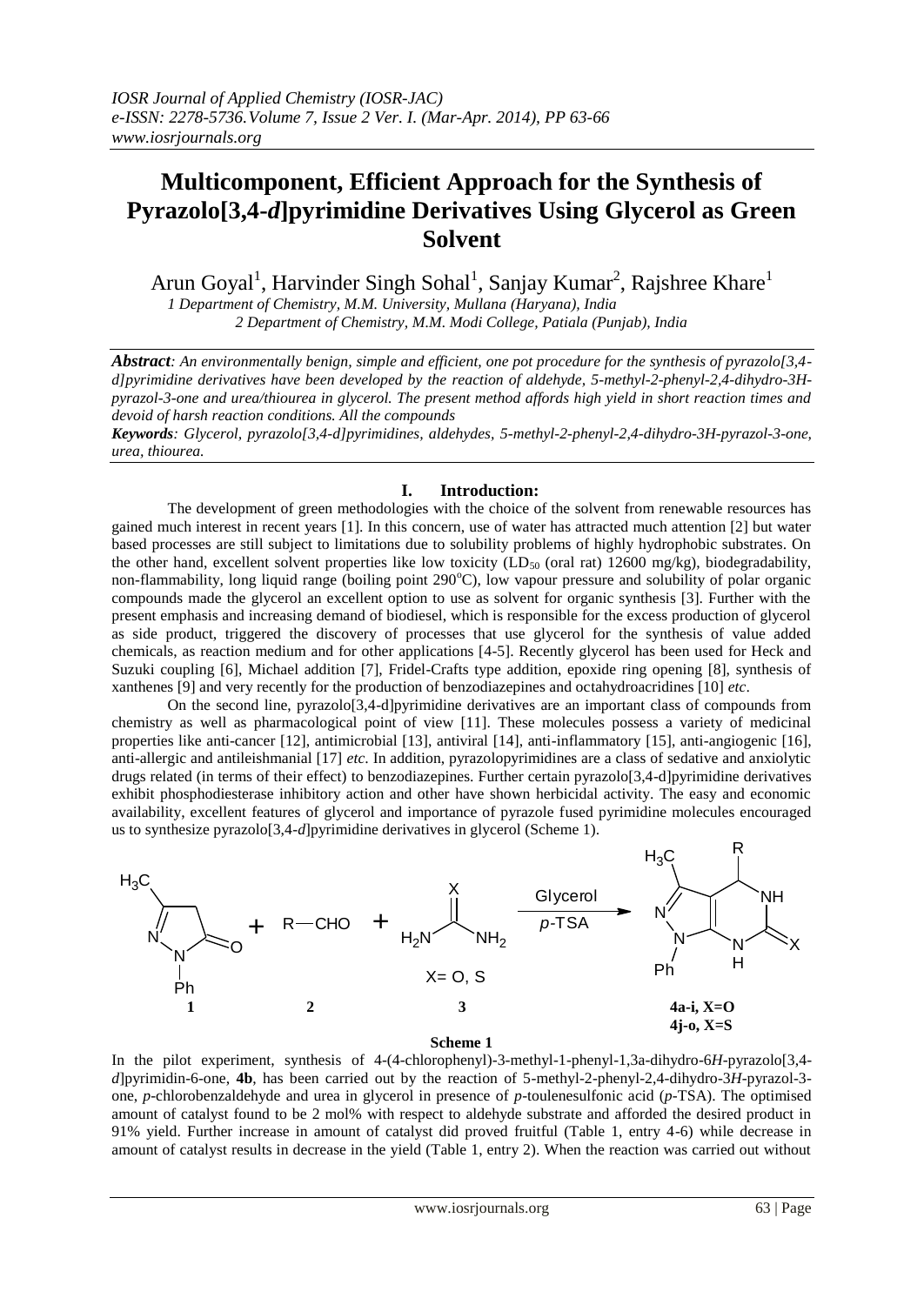# Multicomponent, Efficient Approach for the Synthesis of Pyrazolo[3,4-*d*]pyrimidine Derivatives Using Glycerol as Green Solvent

Arun Goyal[1], Harvinder Singh Sohal[1], Sanjay Kumar[2], Rajshree Khare[1]

*1 Department of Chemistry, M.M. University, Mullana (Haryana), India*
*2 Department of Chemistry, M.M. Modi College, Patiala (Punjab), India*

***Abstract**: An environmentally benign, simple and efficient, one pot procedure for the synthesis of pyrazolo[3,4-d]pyrimidine derivatives have been developed by the reaction of aldehyde, 5-methyl-2-phenyl-2,4-dihydro-3H-pyrazol-3-one and urea/thiourea in glycerol. The present method affords high yield in short reaction times and devoid of harsh reaction conditions. All the compounds*

***Keywords**: Glycerol, pyrazolo[3,4-d]pyrimidines, aldehydes, 5-methyl-2-phenyl-2,4-dihydro-3H-pyrazol-3-one, urea, thiourea.*

## I. Introduction:

The development of green methodologies with the choice of the solvent from renewable resources has gained much interest in recent years [1]. In this concern, use of water has attracted much attention [2] but water based processes are still subject to limitations due to solubility problems of highly hydrophobic substrates. On the other hand, excellent solvent properties like low toxicity ($LD_{50}$ (oral rat) 12600 mg/kg), biodegradability, non-flammability, long liquid range (boiling point 290°C), low vapour pressure and solubility of polar organic compounds made the glycerol an excellent option to use as solvent for organic synthesis [3]. Further with the present emphasis and increasing demand of biodiesel, which is responsible for the excess production of glycerol as side product, triggered the discovery of processes that use glycerol for the synthesis of value added chemicals, as reaction medium and for other applications [4-5]. Recently glycerol has been used for Heck and Suzuki coupling [6], Michael addition [7], Fridel-Crafts type addition, epoxide ring opening [8], synthesis of xanthenes [9] and very recently for the production of benzodiazepines and octahydroacridines [10] *etc*.

On the second line, pyrazolo[3,4-d]pyrimidine derivatives are an important class of compounds from chemistry as well as pharmacological point of view [11]. These molecules possess a variety of medicinal properties like anti-cancer [12], antimicrobial [13], antiviral [14], anti-inflammatory [15], anti-angiogenic [16], anti-allergic and antileishmanial [17] *etc*. In addition, pyrazolopyrimidines are a class of sedative and anxiolytic drugs related (in terms of their effect) to benzodiazepines. Further certain pyrazolo[3,4-d]pyrimidine derivatives exhibit phosphodiesterase inhibitory action and other have shown herbicidal activity. The easy and economic availability, excellent features of glycerol and importance of pyrazole fused pyrimidine molecules encouraged us to synthesize pyrazolo[3,4-*d*]pyrimidine derivatives in glycerol (Scheme 1).

**1** + R—CHO (**2**) + $H_2N$–C(=X)–$NH_2$ (**3**, X= O, S) → (Glycerol, *p*-TSA) → **4a-i, X=O**; **4j-o, X=S**

**Scheme 1**

In the pilot experiment, synthesis of 4-(4-chlorophenyl)-3-methyl-1-phenyl-1,3a-dihydro-6*H*-pyrazolo[3,4-*d*]pyrimidin-6-one, **4b**, has been carried out by the reaction of 5-methyl-2-phenyl-2,4-dihydro-3*H*-pyrazol-3-one, *p*-chlorobenzaldehyde and urea in glycerol in presence of *p*-toulenesulfonic acid (*p*-TSA). The optimised amount of catalyst found to be 2 mol% with respect to aldehyde substrate and afforded the desired product in 91% yield. Further increase in amount of catalyst did proved fruitful (Table 1, entry 4-6) while decrease in amount of catalyst results in decrease in the yield (Table 1, entry 2). When the reaction was carried out without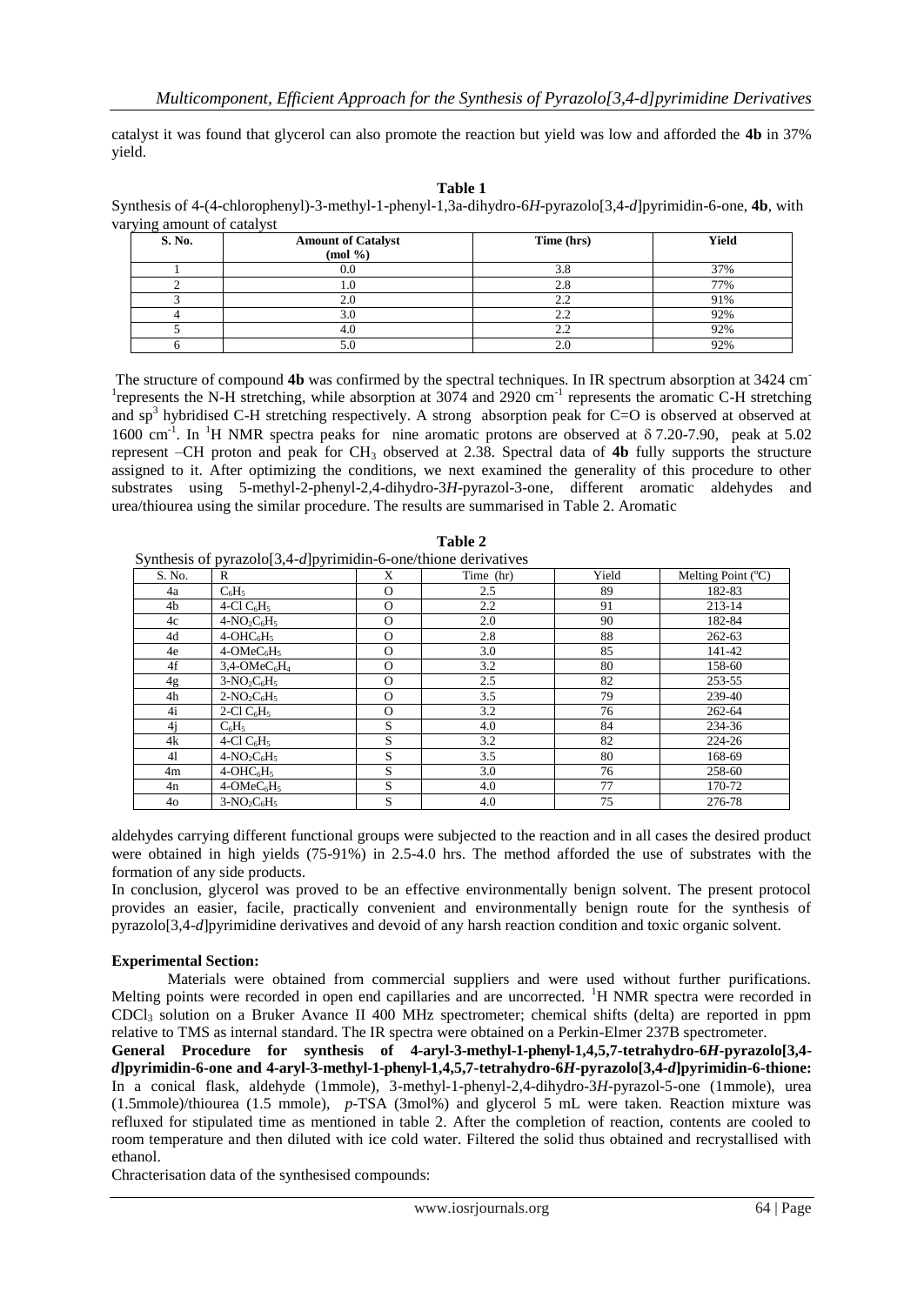catalyst it was found that glycerol can also promote the reaction but yield was low and afforded the **4b** in 37% yield.

**Table 1**

Synthesis of 4-(4-chlorophenyl)-3-methyl-1-phenyl-1,3a-dihydro-6*H*-pyrazolo[3,4-*d*]pyrimidin-6-one, **4b**, with varying amount of catalyst

| S. No. | Amount of Catalyst (mol %) | Time (hrs) | Yield |
|---|---|---|---|
| 1 | 0.0 | 3.8 | 37% |
| 2 | 1.0 | 2.8 | 77% |
| 3 | 2.0 | 2.2 | 91% |
| 4 | 3.0 | 2.2 | 92% |
| 5 | 4.0 | 2.2 | 92% |
| 6 | 5.0 | 2.0 | 92% |

The structure of compound **4b** was confirmed by the spectral techniques. In IR spectrum absorption at 3424 $cm^{-1}$ represents the N-H stretching, while absorption at 3074 and 2920 $cm^{-1}$ represents the aromatic C-H stretching and $sp^3$ hybridised C-H stretching respectively. A strong absorption peak for C=O is observed at observed at 1600 $cm^{-1}$. In $^1$H NMR spectra peaks for nine aromatic protons are observed at $\delta$ 7.20-7.90, peak at 5.02 represent –CH proton and peak for $CH_3$ observed at 2.38. Spectral data of **4b** fully supports the structure assigned to it. After optimizing the conditions, we next examined the generality of this procedure to other substrates using 5-methyl-2-phenyl-2,4-dihydro-3*H*-pyrazol-3-one, different aromatic aldehydes and urea/thiourea using the similar procedure. The results are summarised in Table 2. Aromatic aldehydes carrying different functional groups were subjected to the reaction and in all cases the desired product were obtained in high yields (75-91%) in 2.5-4.0 hrs. The method afforded the use of substrates with the formation of any side products.

**Table 2**

Synthesis of pyrazolo[3,4-*d*]pyrimidin-6-one/thione derivatives

| S. No. | R | X | Time (hr) | Yield | Melting Point (°C) |
|---|---|---|---|---|---|
| 4a | $C_6H_5$ | O | 2.5 | 89 | 182-83 |
| 4b | 4-Cl $C_6H_5$ | O | 2.2 | 91 | 213-14 |
| 4c | 4-$NO_2C_6H_5$ | O | 2.0 | 90 | 182-84 |
| 4d | 4-$OHC_6H_5$ | O | 2.8 | 88 | 262-63 |
| 4e | 4-$OMeC_6H_5$ | O | 3.0 | 85 | 141-42 |
| 4f | 3,4-$OMeC_6H_4$ | O | 3.2 | 80 | 158-60 |
| 4g | 3-$NO_2C_6H_5$ | O | 2.5 | 82 | 253-55 |
| 4h | 2-$NO_2C_6H_5$ | O | 3.5 | 79 | 239-40 |
| 4i | 2-Cl $C_6H_5$ | O | 3.2 | 76 | 262-64 |
| 4j | $C_6H_5$ | S | 4.0 | 84 | 234-36 |
| 4k | 4-Cl $C_6H_5$ | S | 3.2 | 82 | 224-26 |
| 4l | 4-$NO_2C_6H_5$ | S | 3.5 | 80 | 168-69 |
| 4m | 4-$OHC_6H_5$ | S | 3.0 | 76 | 258-60 |
| 4n | 4-$OMeC_6H_5$ | S | 4.0 | 77 | 170-72 |
| 4o | 3-$NO_2C_6H_5$ | S | 4.0 | 75 | 276-78 |

In conclusion, glycerol was proved to be an effective environmentally benign solvent. The present protocol provides an easier, facile, practically convenient and environmentally benign route for the synthesis of pyrazolo[3,4-*d*]pyrimidine derivatives and devoid of any harsh reaction condition and toxic organic solvent.

**Experimental Section:**

Materials were obtained from commercial suppliers and were used without further purifications. Melting points were recorded in open end capillaries and are uncorrected. $^1$H NMR spectra were recorded in $CDCl_3$ solution on a Bruker Avance II 400 MHz spectrometer; chemical shifts (delta) are reported in ppm relative to TMS as internal standard. The IR spectra were obtained on a Perkin-Elmer 237B spectrometer.

**General Procedure for synthesis of 4-aryl-3-methyl-1-phenyl-1,4,5,7-tetrahydro-6*H*-pyrazolo[3,4-*d*]pyrimidin-6-one and 4-aryl-3-methyl-1-phenyl-1,4,5,7-tetrahydro-6*H*-pyrazolo[3,4-*d*]pyrimidin-6-thione:** In a conical flask, aldehyde (1mmole), 3-methyl-1-phenyl-2,4-dihydro-3*H*-pyrazol-5-one (1mmole), urea (1.5mmole)/thiourea (1.5 mmole), *p*-TSA (3mol%) and glycerol 5 mL were taken. Reaction mixture was refluxed for stipulated time as mentioned in table 2. After the completion of reaction, contents are cooled to room temperature and then diluted with ice cold water. Filtered the solid thus obtained and recrystallised with ethanol.

Chracterisation data of the synthesised compounds: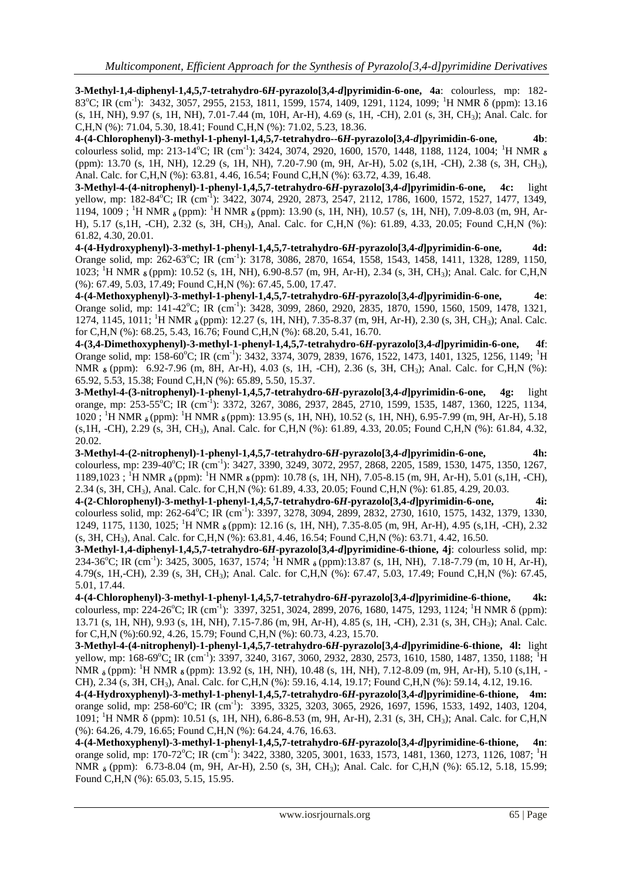**3-Methyl-1,4-diphenyl-1,4,5,7-tetrahydro-6*H*-pyrazolo[3,4-*d*]pyrimidin-6-one, 4a**: colourless, mp: 182-83°C; IR ($cm^{-1}$): 3432, 3057, 2955, 2153, 1811, 1599, 1574, 1409, 1291, 1124, 1099; $^{1}H$ NMR δ (ppm): 13.16 (s, 1H, NH), 9.97 (s, 1H, NH), 7.01-7.44 (m, 10H, Ar-H), 4.69 (s, 1H, -CH), 2.01 (s, 3H, $CH_3$); Anal. Calc. for C,H,N (%): 71.04, 5.30, 18.41; Found C,H,N (%): 71.02, 5.23, 18.36.

**4-(4-Chlorophenyl)-3-methyl-1-phenyl-1,4,5,7-tetrahydro--6*H*-pyrazolo[3,4-*d*]pyrimidin-6-one, 4b**: colourless solid, mp: 213-14°C; IR ($cm^{-1}$): 3424, 3074, 2920, 2873, 1600, 1570, 1448, 1188, 1124, 1004; $^{1}H$ NMR δ (ppm): 13.70 (s, 1H, NH), 12.29 (s, 1H, NH), 7.20-7.90 (m, 9H, Ar-H), 5.02 (s,1H, -CH), 2.38 (s, 3H, $CH_3$), Anal. Calc. for C,H,N (%): 63.81, 4.46, 16.54; Found C,H,N (%): 63.72, 4.39, 16.48.

**3-Methyl-4-(4-nitrophenyl)-1-phenyl-1,4,5,7-tetrahydro-6*H*-pyrazolo[3,4-*d*]pyrimidin-6-one, 4c:** light yellow, mp: 182-84°C; IR ($cm^{-1}$): 3422, 3074, 2920, 2873, 2547, 2112, 1786, 1600, 1572, 1527, 1477, 1349, 1194, 1009 ; $^{1}H$ NMR δ (ppm): $^{1}H$ NMR δ (ppm): 13.90 (s, 1H, NH), 10.57 (s, 1H, NH), 7.09-8.03 (m, 9H, Ar-H), 5.17 (s,1H, -CH), 2.32 (s, 3H, $CH_3$), Anal. Calc. for C,H,N (%): 61.89, 4.33, 20.05; Found C,H,N (%): 61.82, 4.30, 20.01.

**4-(4-Hydroxyphenyl)-3-methyl-1-phenyl-1,4,5,7-tetrahydro-6*H*-pyrazolo[3,4-*d*]pyrimidin-6-one, 4d:** Orange solid, mp: 262-63°C; IR ($cm^{-1}$): 3178, 3086, 2870, 1654, 1558, 1543, 1458, 1411, 1328, 1289, 1150, 1023; $^{1}H$ NMR δ (ppm): 10.52 (s, 1H, NH), 6.90-8.57 (m, 9H, Ar-H), 2.34 (s, 3H, $CH_3$); Anal. Calc. for C,H,N (%): 67.49, 5.03, 17.49; Found C,H,N (%): 67.45, 5.00, 17.47.

**4-(4-Methoxyphenyl)-3-methyl-1-phenyl-1,4,5,7-tetrahydro-6*H*-pyrazolo[3,4-*d*]pyrimidin-6-one, 4e**: Orange solid, mp: 141-42°C; IR ($cm^{-1}$): 3428, 3099, 2860, 2920, 2835, 1870, 1590, 1560, 1509, 1478, 1321, 1274, 1145, 1011; $^{1}H$ NMR δ (ppm): 12.27 (s, 1H, NH), 7.35-8.37 (m, 9H, Ar-H), 2.30 (s, 3H, $CH_3$); Anal. Calc. for C,H,N (%): 68.25, 5.43, 16.76; Found C,H,N (%): 68.20, 5.41, 16.70.

**4-(3,4-Dimethoxyphenyl)-3-methyl-1-phenyl-1,4,5,7-tetrahydro-6*H*-pyrazolo[3,4-*d*]pyrimidin-6-one, 4f**: Orange solid, mp: 158-60°C; IR ($cm^{-1}$): 3432, 3374, 3079, 2839, 1676, 1522, 1473, 1401, 1325, 1256, 1149; $^{1}H$ NMR δ (ppm): 6.92-7.96 (m, 8H, Ar-H), 4.03 (s, 1H, -CH), 2.36 (s, 3H, $CH_3$); Anal. Calc. for C,H,N (%): 65.92, 5.53, 15.38; Found C,H,N (%): 65.89, 5.50, 15.37.

**3-Methyl-4-(3-nitrophenyl)-1-phenyl-1,4,5,7-tetrahydro-6*H*-pyrazolo[3,4-*d*]pyrimidin-6-one, 4g:** light orange, mp: 253-55°C; IR ($cm^{-1}$): 3372, 3267, 3086, 2937, 2845, 2710, 1599, 1535, 1487, 1360, 1225, 1134, 1020 ; $^{1}H$ NMR δ (ppm): $^{1}H$ NMR δ (ppm): 13.95 (s, 1H, NH), 10.52 (s, 1H, NH), 6.95-7.99 (m, 9H, Ar-H), 5.18 (s,1H, -CH), 2.29 (s, 3H, $CH_3$), Anal. Calc. for C,H,N (%): 61.89, 4.33, 20.05; Found C,H,N (%): 61.84, 4.32, 20.02.

**3-Methyl-4-(2-nitrophenyl)-1-phenyl-1,4,5,7-tetrahydro-6*H*-pyrazolo[3,4-*d*]pyrimidin-6-one, 4h:** colourless, mp: 239-40°C; IR ($cm^{-1}$): 3427, 3390, 3249, 3072, 2957, 2868, 2205, 1589, 1530, 1475, 1350, 1267, 1189,1023 ; $^{1}H$ NMR δ (ppm): $^{1}H$ NMR δ (ppm): 10.78 (s, 1H, NH), 7.05-8.15 (m, 9H, Ar-H), 5.01 (s,1H, -CH), 2.34 (s, 3H, $CH_3$), Anal. Calc. for C,H,N (%): 61.89, 4.33, 20.05; Found C,H,N (%): 61.85, 4.29, 20.03.

**4-(2-Chlorophenyl)-3-methyl-1-phenyl-1,4,5,7-tetrahydro-6*H*-pyrazolo[3,4-*d*]pyrimidin-6-one, 4i:** colourless solid, mp: 262-64°C; IR ($cm^{-1}$): 3397, 3278, 3094, 2899, 2832, 2730, 1610, 1575, 1432, 1379, 1330, 1249, 1175, 1130, 1025; $^{1}H$ NMR δ (ppm): 12.16 (s, 1H, NH), 7.35-8.05 (m, 9H, Ar-H), 4.95 (s,1H, -CH), 2.32 (s, 3H, $CH_3$), Anal. Calc. for C,H,N (%): 63.81, 4.46, 16.54; Found C,H,N (%): 63.71, 4.42, 16.50.

**3-Methyl-1,4-diphenyl-1,4,5,7-tetrahydro-6*H*-pyrazolo[3,4-*d*]pyrimidine-6-thione, 4j**: colourless solid, mp: 234-36°C; IR ($cm^{-1}$): 3425, 3005, 1637, 1574; $^{1}H$ NMR δ (ppm):13.87 (s, 1H, NH), 7.18-7.79 (m, 10 H, Ar-H), 4.79(s, 1H,-CH), 2.39 (s, 3H, $CH_3$); Anal. Calc. for C,H,N (%): 67.47, 5.03, 17.49; Found C,H,N (%): 67.45, 5.01, 17.44.

**4-(4-Chlorophenyl)-3-methyl-1-phenyl-1,4,5,7-tetrahydro-6*H*-pyrazolo[3,4-*d*]pyrimidine-6-thione, 4k:** colourless, mp: 224-26°C; IR ($cm^{-1}$): 3397, 3251, 3024, 2899, 2076, 1680, 1475, 1293, 1124; $^{1}H$ NMR δ (ppm): 13.71 (s, 1H, NH), 9.93 (s, 1H, NH), 7.15-7.86 (m, 9H, Ar-H), 4.85 (s, 1H, -CH), 2.31 (s, 3H, $CH_3$); Anal. Calc. for C,H,N (%):60.92, 4.26, 15.79; Found C,H,N (%): 60.73, 4.23, 15.70.

**3-Methyl-4-(4-nitrophenyl)-1-phenyl-1,4,5,7-tetrahydro-6*H*-pyrazolo[3,4-*d*]pyrimidine-6-thione, 4l:** light yellow, mp: 168-69°C; IR ($cm^{-1}$): 3397, 3240, 3167, 3060, 2932, 2830, 2573, 1610, 1580, 1487, 1350, 1188; $^{1}H$ NMR δ (ppm): $^{1}H$ NMR δ (ppm): 13.92 (s, 1H, NH), 10.48 (s, 1H, NH), 7.12-8.09 (m, 9H, Ar-H), 5.10 (s,1H, -CH), 2.34 (s, 3H, $CH_3$), Anal. Calc. for C,H,N (%): 59.16, 4.14, 19.17; Found C,H,N (%): 59.14, 4.12, 19.16.

**4-(4-Hydroxyphenyl)-3-methyl-1-phenyl-1,4,5,7-tetrahydro-6*H*-pyrazolo[3,4-*d*]pyrimidine-6-thione, 4m:** orange solid, mp: 258-60°C; IR ($cm^{-1}$): 3395, 3325, 3203, 3065, 2926, 1697, 1596, 1533, 1492, 1403, 1204, 1091; $^{1}H$ NMR δ (ppm): 10.51 (s, 1H, NH), 6.86-8.53 (m, 9H, Ar-H), 2.31 (s, 3H, $CH_3$); Anal. Calc. for C,H,N (%): 64.26, 4.79, 16.65; Found C,H,N (%): 64.24, 4.76, 16.63.

**4-(4-Methoxyphenyl)-3-methyl-1-phenyl-1,4,5,7-tetrahydro-6*H*-pyrazolo[3,4-*d*]pyrimidine-6-thione, 4n**: orange solid, mp: 170-72°C; IR ($cm^{-1}$): 3422, 3380, 3205, 3001, 1633, 1573, 1481, 1360, 1273, 1126, 1087; $^{1}H$ NMR δ (ppm): 6.73-8.04 (m, 9H, Ar-H), 2.50 (s, 3H, $CH_3$); Anal. Calc. for C,H,N (%): 65.12, 5.18, 15.99; Found C,H,N (%): 65.03, 5.15, 15.95.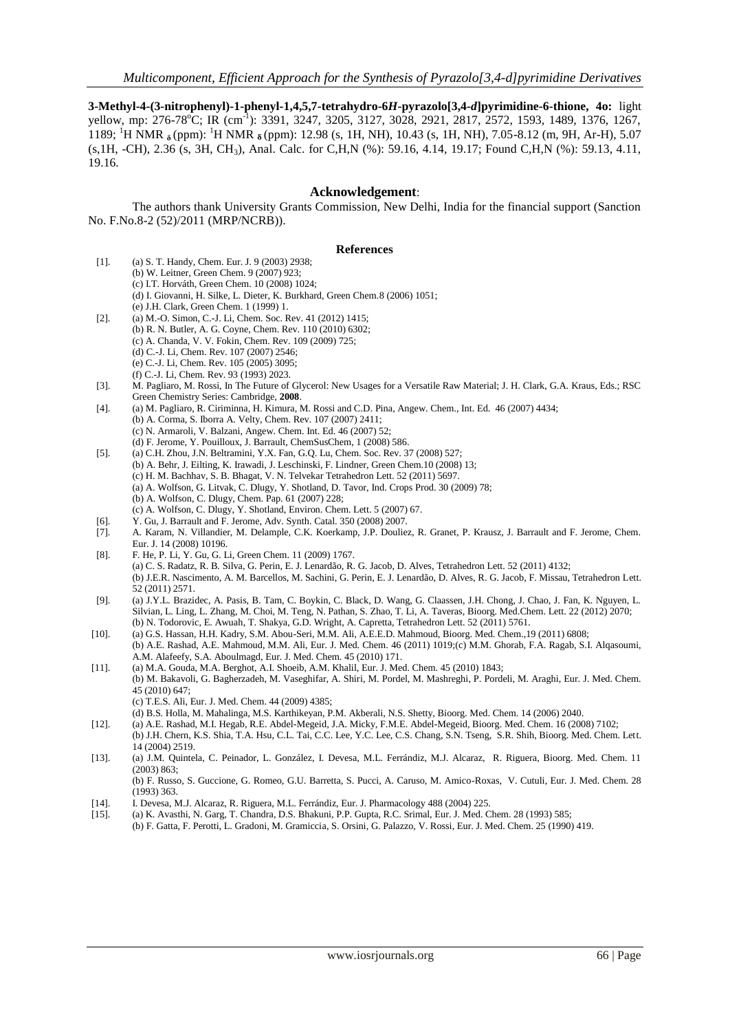**3-Methyl-4-(3-nitrophenyl)-1-phenyl-1,4,5,7-tetrahydro-6*H*-pyrazolo[3,4-*d*]pyrimidine-6-thione, 4o:** light yellow, mp: 276-78°C; IR ($cm^{-1}$): 3391, 3247, 3205, 3127, 3028, 2921, 2817, 2572, 1593, 1489, 1376, 1267, 1189; $^{1}H$ NMR $_{\delta}$ (ppm): $^{1}H$ NMR $_{\delta}$ (ppm): 12.98 (s, 1H, NH), 10.43 (s, 1H, NH), 7.05-8.12 (m, 9H, Ar-H), 5.07 (s,1H, -CH), 2.36 (s, 3H, $CH_3$), Anal. Calc. for C,H,N (%): 59.16, 4.14, 19.17; Found C,H,N (%): 59.13, 4.11, 19.16.

## Acknowledgement:

The authors thank University Grants Commission, New Delhi, India for the financial support (Sanction No. F.No.8-2 (52)/2011 (MRP/NCRB)).

## References

[1]. (a) S. T. Handy, Chem. Eur. J. 9 (2003) 2938;
(b) W. Leitner, Green Chem. 9 (2007) 923;
(c) I.T. Horváth, Green Chem. 10 (2008) 1024;
(d) I. Giovanni, H. Silke, L. Dieter, K. Burkhard, Green Chem.8 (2006) 1051;
(e) J.H. Clark, Green Chem. 1 (1999) 1.

[2]. (a) M.-O. Simon, C.-J. Li, Chem. Soc. Rev. 41 (2012) 1415;
(b) R. N. Butler, A. G. Coyne, Chem. Rev. 110 (2010) 6302;
(c) A. Chanda, V. V. Fokin, Chem. Rev. 109 (2009) 725;
(d) C.-J. Li, Chem. Rev. 107 (2007) 2546;
(e) C.-J. Li, Chem. Rev. 105 (2005) 3095;
(f) C.-J. Li, Chem. Rev. 93 (1993) 2023.

[3]. M. Pagliaro, M. Rossi, In The Future of Glycerol: New Usages for a Versatile Raw Material; J. H. Clark, G.A. Kraus, Eds.; RSC Green Chemistry Series: Cambridge, **2008**.

[4]. (a) M. Pagliaro, R. Ciriminna, H. Kimura, M. Rossi and C.D. Pina, Angew. Chem., Int. Ed. 46 (2007) 4434;
(b) A. Corma, S. Iborra A. Velty, Chem. Rev. 107 (2007) 2411;
(c) N. Armaroli, V. Balzani, Angew. Chem. Int. Ed. 46 (2007) 52;
(d) F. Jerome, Y. Pouilloux, J. Barrault, ChemSusChem, 1 (2008) 586.

[5]. (a) C.H. Zhou, J.N. Beltramini, Y.X. Fan, G.Q. Lu, Chem. Soc. Rev. 37 (2008) 527;
(b) A. Behr, J. Eilting, K. Irawadi, J. Leschinski, F. Lindner, Green Chem.10 (2008) 13;
(c) H. M. Bachhav, S. B. Bhagat, V. N. Telvekar Tetrahedron Lett. 52 (2011) 5697.
(a) A. Wolfson, G. Litvak, C. Dlugy, Y. Shotland, D. Tavor, Ind. Crops Prod. 30 (2009) 78;
(b) A. Wolfson, C. Dlugy, Chem. Pap. 61 (2007) 228;
(c) A. Wolfson, C. Dlugy, Y. Shotland, Environ. Chem. Lett. 5 (2007) 67.

[6]. Y. Gu, J. Barrault and F. Jerome, Adv. Synth. Catal. 350 (2008) 2007.

[7]. A. Karam, N. Villandier, M. Delample, C.K. Koerkamp, J.P. Douliez, R. Granet, P. Krausz, J. Barrault and F. Jerome, Chem. Eur. J. 14 (2008) 10196.

[8]. F. He, P. Li, Y. Gu, G. Li, Green Chem. 11 (2009) 1767.
(a) C. S. Radatz, R. B. Silva, G. Perin, E. J. Lenardão, R. G. Jacob, D. Alves, Tetrahedron Lett. 52 (2011) 4132;
(b) J.E.R. Nascimento, A. M. Barcellos, M. Sachini, G. Perin, E. J. Lenardão, D. Alves, R. G. Jacob, F. Missau, Tetrahedron Lett. 52 (2011) 2571.

[9]. (a) J.Y.L. Brazidec, A. Pasis, B. Tam, C. Boykin, C. Black, D. Wang, G. Claassen, J.H. Chong, J. Chao, J. Fan, K. Nguyen, L. Silvian, L. Ling, L. Zhang, M. Choi, M. Teng, N. Pathan, S. Zhao, T. Li, A. Taveras, Bioorg. Med.Chem. Lett. 22 (2012) 2070;
(b) N. Todorovic, E. Awuah, T. Shakya, G.D. Wright, A. Capretta, Tetrahedron Lett. 52 (2011) 5761.

[10]. (a) G.S. Hassan, H.H. Kadry, S.M. Abou-Seri, M.M. Ali, A.E.E.D. Mahmoud, Bioorg. Med. Chem.,19 (2011) 6808;
(b) A.E. Rashad, A.E. Mahmoud, M.M. Ali, Eur. J. Med. Chem. 46 (2011) 1019;(c) M.M. Ghorab, F.A. Ragab, S.I. Alqasoumi, A.M. Alafeefy, S.A. Aboulmagd, Eur. J. Med. Chem. 45 (2010) 171.

[11]. (a) M.A. Gouda, M.A. Berghot, A.I. Shoeib, A.M. Khalil, Eur. J. Med. Chem. 45 (2010) 1843;
(b) M. Bakavoli, G. Bagherzadeh, M. Vaseghifar, A. Shiri, M. Pordel, M. Mashreghi, P. Pordeli, M. Araghi, Eur. J. Med. Chem. 45 (2010) 647;
(c) T.E.S. Ali, Eur. J. Med. Chem. 44 (2009) 4385;
(d) B.S. Holla, M. Mahalinga, M.S. Karthikeyan, P.M. Akberali, N.S. Shetty, Bioorg. Med. Chem. 14 (2006) 2040.

[12]. (a) A.E. Rashad, M.I. Hegab, R.E. Abdel-Megeid, J.A. Micky, F.M.E. Abdel-Megeid, Bioorg. Med. Chem. 16 (2008) 7102;
(b) J.H. Chern, K.S. Shia, T.A. Hsu, C.L. Tai, C.C. Lee, Y.C. Lee, C.S. Chang, S.N. Tseng, S.R. Shih, Bioorg. Med. Chem. Lett. 14 (2004) 2519.

[13]. (a) J.M. Quintela, C. Peinador, L. González, I. Devesa, M.L. Ferrándiz, M.J. Alcaraz, R. Riguera, Bioorg. Med. Chem. 11 (2003) 863;
(b) F. Russo, S. Guccione, G. Romeo, G.U. Barretta, S. Pucci, A. Caruso, M. Amico-Roxas, V. Cutuli, Eur. J. Med. Chem. 28 (1993) 363.

[14]. I. Devesa, M.J. Alcaraz, R. Riguera, M.L. Ferrándiz, Eur. J. Pharmacology 488 (2004) 225.

[15]. (a) K. Avasthi, N. Garg, T. Chandra, D.S. Bhakuni, P.P. Gupta, R.C. Srimal, Eur. J. Med. Chem. 28 (1993) 585;
(b) F. Gatta, F. Perotti, L. Gradoni, M. Gramiccia, S. Orsini, G. Palazzo, V. Rossi, Eur. J. Med. Chem. 25 (1990) 419.